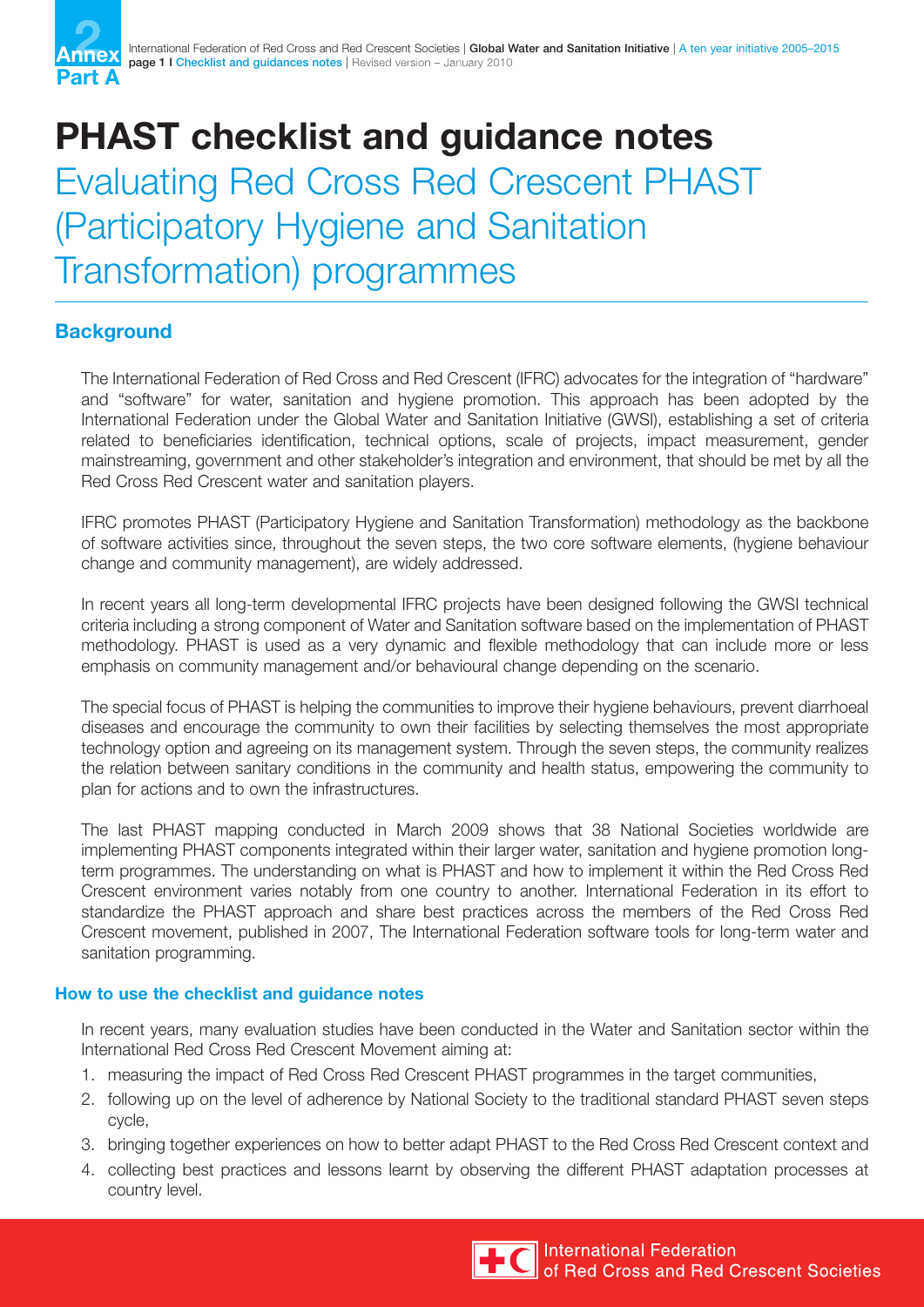# PHAST checklist and guidance notes

## Evaluating Red Cross Red Crescent PHAST (Participatory Hygiene and Sanitation Transformation) programmes

### Background

The International Federation of Red Cross and Red Crescent (IFRC) advocates for the integration of "hardware" and "software" for water, sanitation and hygiene promotion. This approach has been adopted by the International Federation under the Global Water and Sanitation Initiative (GWSI), establishing a set of criteria related to beneficiaries identification, technical options, scale of projects, impact measurement, gender mainstreaming, government and other stakeholder's integration and environment, that should be met by all the Red Cross Red Crescent water and sanitation players.

IFRC promotes PHAST (Participatory Hygiene and Sanitation Transformation) methodology as the backbone of software activities since, throughout the seven steps, the two core software elements, (hygiene behaviour change and community management), are widely addressed.

In recent years all long-term developmental IFRC projects have been designed following the GWSI technical criteria including a strong component of Water and Sanitation software based on the implementation of PHAST methodology. PHAST is used as a very dynamic and flexible methodology that can include more or less emphasis on community management and/or behavioural change depending on the scenario.

The special focus of PHAST is helping the communities to improve their hygiene behaviours, prevent diarrhoeal diseases and encourage the community to own their facilities by selecting themselves the most appropriate technology option and agreeing on its management system. Through the seven steps, the community realizes the relation between sanitary conditions in the community and health status, empowering the community to plan for actions and to own the infrastructures.

The last PHAST mapping conducted in March 2009 shows that 38 National Societies worldwide are implementing PHAST components integrated within their larger water, sanitation and hygiene promotion long-term programmes. The understanding on what is PHAST and how to implement it within the Red Cross Red Crescent environment varies notably from one country to another. International Federation in its effort to standardize the PHAST approach and share best practices across the members of the Red Cross Red Crescent movement, published in 2007, The International Federation software tools for long-term water and sanitation programming.

#### How to use the checklist and guidance notes

In recent years, many evaluation studies have been conducted in the Water and Sanitation sector within the International Red Cross Red Crescent Movement aiming at:

1. measuring the impact of Red Cross Red Crescent PHAST programmes in the target communities,
2. following up on the level of adherence by National Society to the traditional standard PHAST seven steps cycle,
3. bringing together experiences on how to better adapt PHAST to the Red Cross Red Crescent context and
4. collecting best practices and lessons learnt by observing the different PHAST adaptation processes at country level.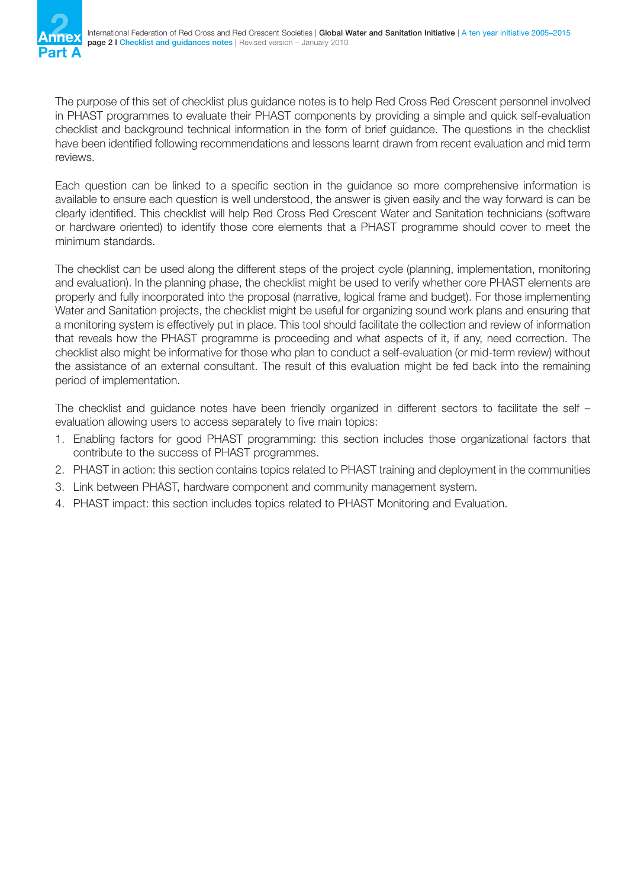The purpose of this set of checklist plus guidance notes is to help Red Cross Red Crescent personnel involved in PHAST programmes to evaluate their PHAST components by providing a simple and quick self-evaluation checklist and background technical information in the form of brief guidance. The questions in the checklist have been identified following recommendations and lessons learnt drawn from recent evaluation and mid term reviews.

Each question can be linked to a specific section in the guidance so more comprehensive information is available to ensure each question is well understood, the answer is given easily and the way forward is can be clearly identified. This checklist will help Red Cross Red Crescent Water and Sanitation technicians (software or hardware oriented) to identify those core elements that a PHAST programme should cover to meet the minimum standards.

The checklist can be used along the different steps of the project cycle (planning, implementation, monitoring and evaluation). In the planning phase, the checklist might be used to verify whether core PHAST elements are properly and fully incorporated into the proposal (narrative, logical frame and budget). For those implementing Water and Sanitation projects, the checklist might be useful for organizing sound work plans and ensuring that a monitoring system is effectively put in place. This tool should facilitate the collection and review of information that reveals how the PHAST programme is proceeding and what aspects of it, if any, need correction. The checklist also might be informative for those who plan to conduct a self-evaluation (or mid-term review) without the assistance of an external consultant. The result of this evaluation might be fed back into the remaining period of implementation.

The checklist and guidance notes have been friendly organized in different sectors to facilitate the self – evaluation allowing users to access separately to five main topics:

1. Enabling factors for good PHAST programming: this section includes those organizational factors that contribute to the success of PHAST programmes.
2. PHAST in action: this section contains topics related to PHAST training and deployment in the communities
3. Link between PHAST, hardware component and community management system.
4. PHAST impact: this section includes topics related to PHAST Monitoring and Evaluation.